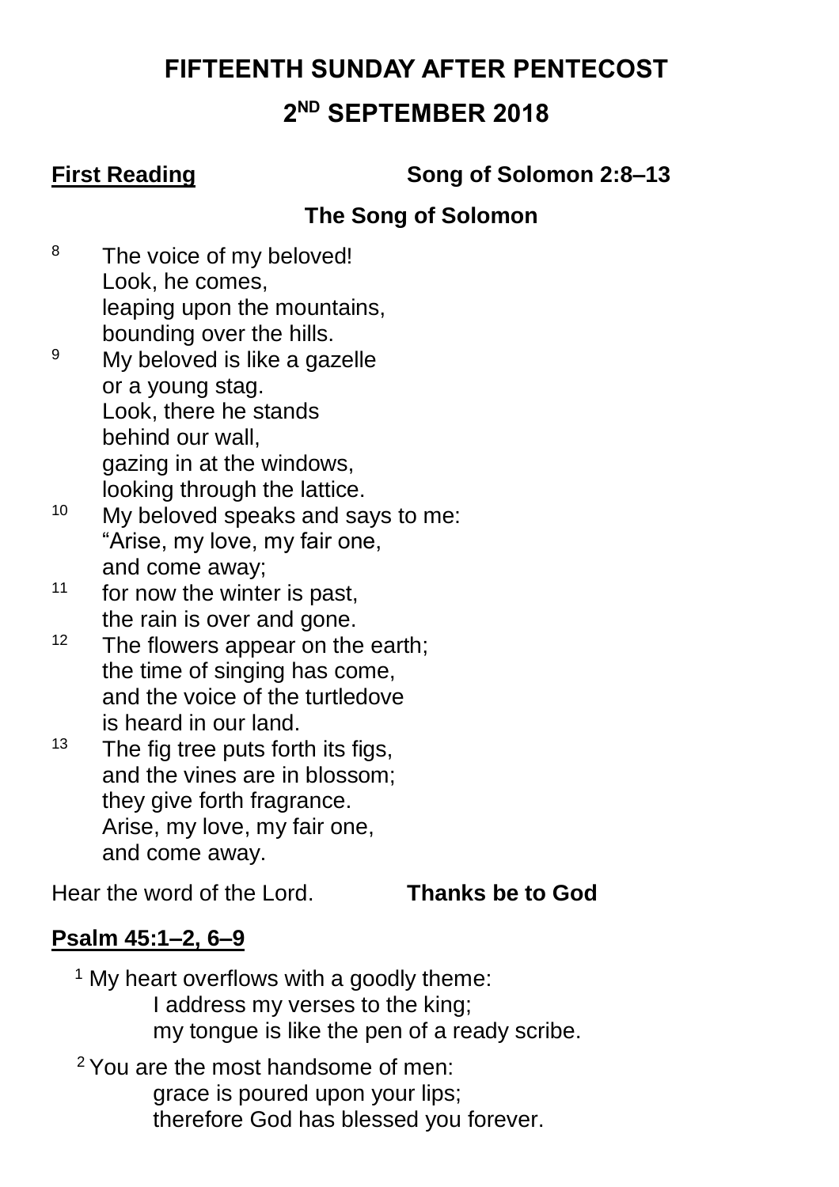# FIFTEENTH SUNDAY AFTER PENTECOST

# 2ND SEPTEMBER 2018

**First Reading** **Song of Solomon 2:8–13**

**The Song of Solomon**

[8] The voice of my beloved!
Look, he comes,
leaping upon the mountains,
bounding over the hills.

[9] My beloved is like a gazelle
or a young stag.
Look, there he stands
behind our wall,
gazing in at the windows,
looking through the lattice.

[10] My beloved speaks and says to me:
"Arise, my love, my fair one,
and come away;

[11] for now the winter is past,
the rain is over and gone.

[12] The flowers appear on the earth;
the time of singing has come,
and the voice of the turtledove
is heard in our land.

[13] The fig tree puts forth its figs,
and the vines are in blossom;
they give forth fragrance.
Arise, my love, my fair one,
and come away.

Hear the word of the Lord. **Thanks be to God**

**Psalm 45:1–2, 6–9**

[1] My heart overflows with a goodly theme:
I address my verses to the king;
my tongue is like the pen of a ready scribe.

[2] You are the most handsome of men:
grace is poured upon your lips;
therefore God has blessed you forever.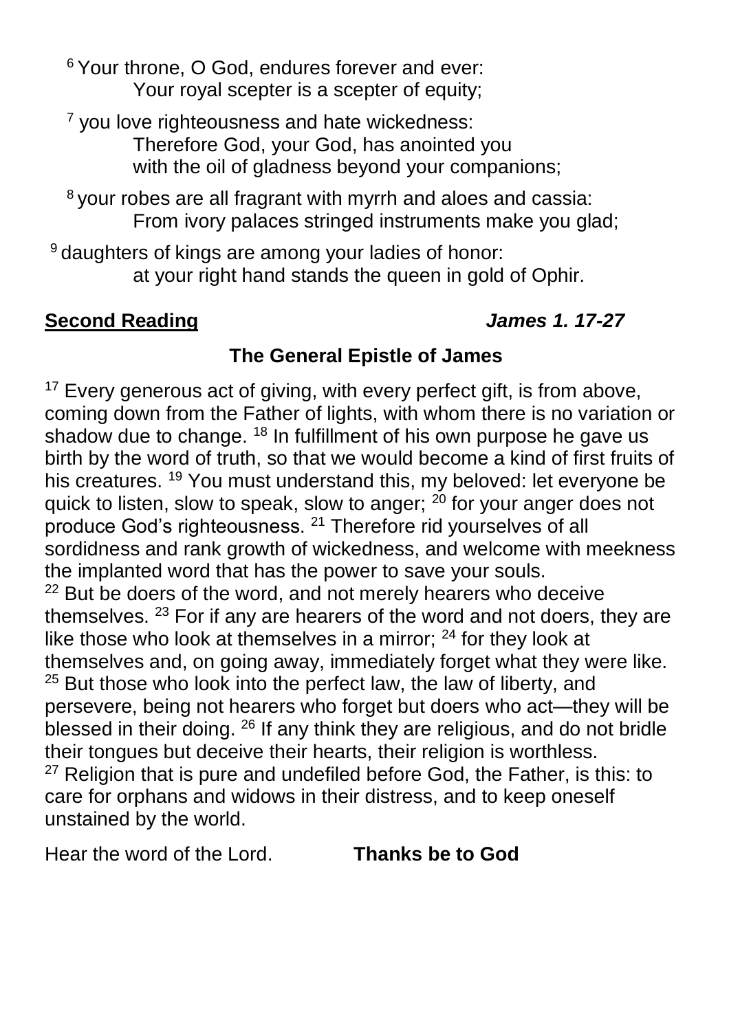[6] Your throne, O God, endures forever and ever:
Your royal scepter is a scepter of equity;

[7] you love righteousness and hate wickedness:
Therefore God, your God, has anointed you
with the oil of gladness beyond your companions;

[8] your robes are all fragrant with myrrh and aloes and cassia:
From ivory palaces stringed instruments make you glad;

[9] daughters of kings are among your ladies of honor:
at your right hand stands the queen in gold of Ophir.

**Second Reading** ***James 1. 17-27***

**The General Epistle of James**

[17] Every generous act of giving, with every perfect gift, is from above, coming down from the Father of lights, with whom there is no variation or shadow due to change. [18] In fulfillment of his own purpose he gave us birth by the word of truth, so that we would become a kind of first fruits of his creatures. [19] You must understand this, my beloved: let everyone be quick to listen, slow to speak, slow to anger; [20] for your anger does not produce God's righteousness. [21] Therefore rid yourselves of all sordidness and rank growth of wickedness, and welcome with meekness the implanted word that has the power to save your souls.
[22] But be doers of the word, and not merely hearers who deceive themselves. [23] For if any are hearers of the word and not doers, they are like those who look at themselves in a mirror; [24] for they look at themselves and, on going away, immediately forget what they were like. [25] But those who look into the perfect law, the law of liberty, and persevere, being not hearers who forget but doers who act—they will be blessed in their doing. [26] If any think they are religious, and do not bridle their tongues but deceive their hearts, their religion is worthless.
[27] Religion that is pure and undefiled before God, the Father, is this: to care for orphans and widows in their distress, and to keep oneself unstained by the world.

Hear the word of the Lord. **Thanks be to God**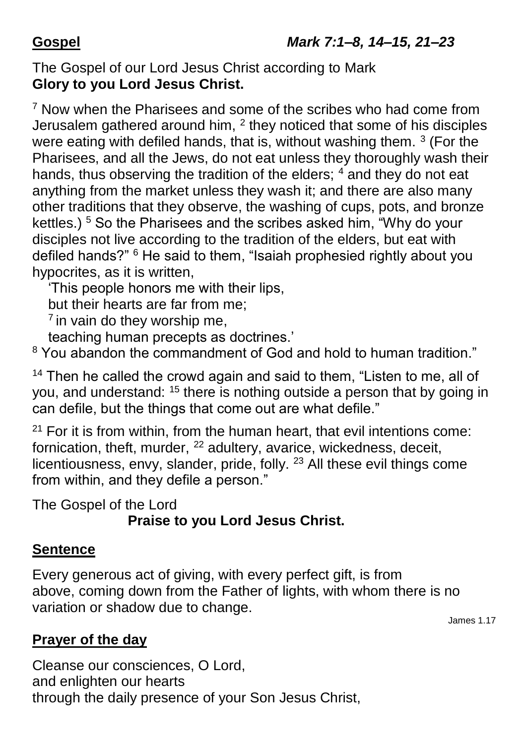**Gospel** ***Mark 7:1–8, 14–15, 21–23***

The Gospel of our Lord Jesus Christ according to Mark
**Glory to you Lord Jesus Christ.**

[7] Now when the Pharisees and some of the scribes who had come from Jerusalem gathered around him, [2] they noticed that some of his disciples were eating with defiled hands, that is, without washing them. [3] (For the Pharisees, and all the Jews, do not eat unless they thoroughly wash their hands, thus observing the tradition of the elders; [4] and they do not eat anything from the market unless they wash it; and there are also many other traditions that they observe, the washing of cups, pots, and bronze kettles.) [5] So the Pharisees and the scribes asked him, "Why do your disciples not live according to the tradition of the elders, but eat with defiled hands?" [6] He said to them, "Isaiah prophesied rightly about you hypocrites, as it is written,

'This people honors me with their lips,
but their hearts are far from me;
[7] in vain do they worship me,
teaching human precepts as doctrines.'

[8] You abandon the commandment of God and hold to human tradition."

[14] Then he called the crowd again and said to them, "Listen to me, all of you, and understand: [15] there is nothing outside a person that by going in can defile, but the things that come out are what defile."

[21] For it is from within, from the human heart, that evil intentions come: fornication, theft, murder, [22] adultery, avarice, wickedness, deceit, licentiousness, envy, slander, pride, folly. [23] All these evil things come from within, and they defile a person."

The Gospel of the Lord
**Praise to you Lord Jesus Christ.**

## Sentence

Every generous act of giving, with every perfect gift, is from above, coming down from the Father of lights, with whom there is no variation or shadow due to change.

James 1.17

## Prayer of the day

Cleanse our consciences, O Lord,
and enlighten our hearts
through the daily presence of your Son Jesus Christ,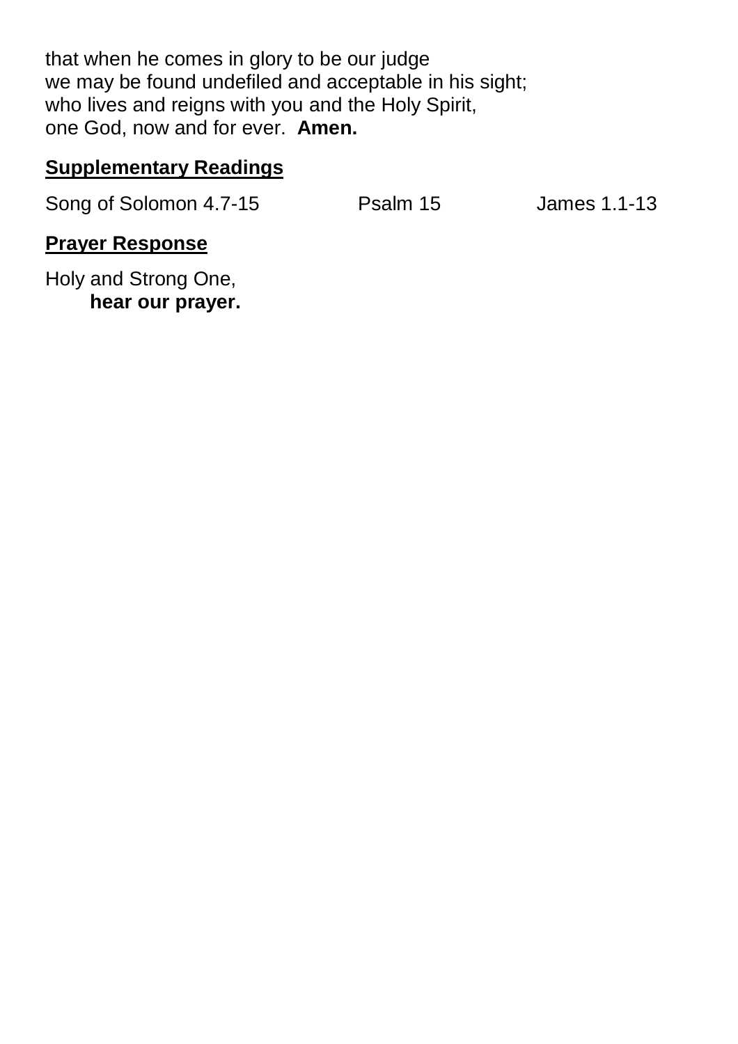that when he comes in glory to be our judge
we may be found undefiled and acceptable in his sight;
who lives and reigns with you and the Holy Spirit,
one God, now and for ever. **Amen.**

**Supplementary Readings**

Song of Solomon 4.7-15 Psalm 15 James 1.1-13

**Prayer Response**

Holy and Strong One,
  **hear our prayer.**